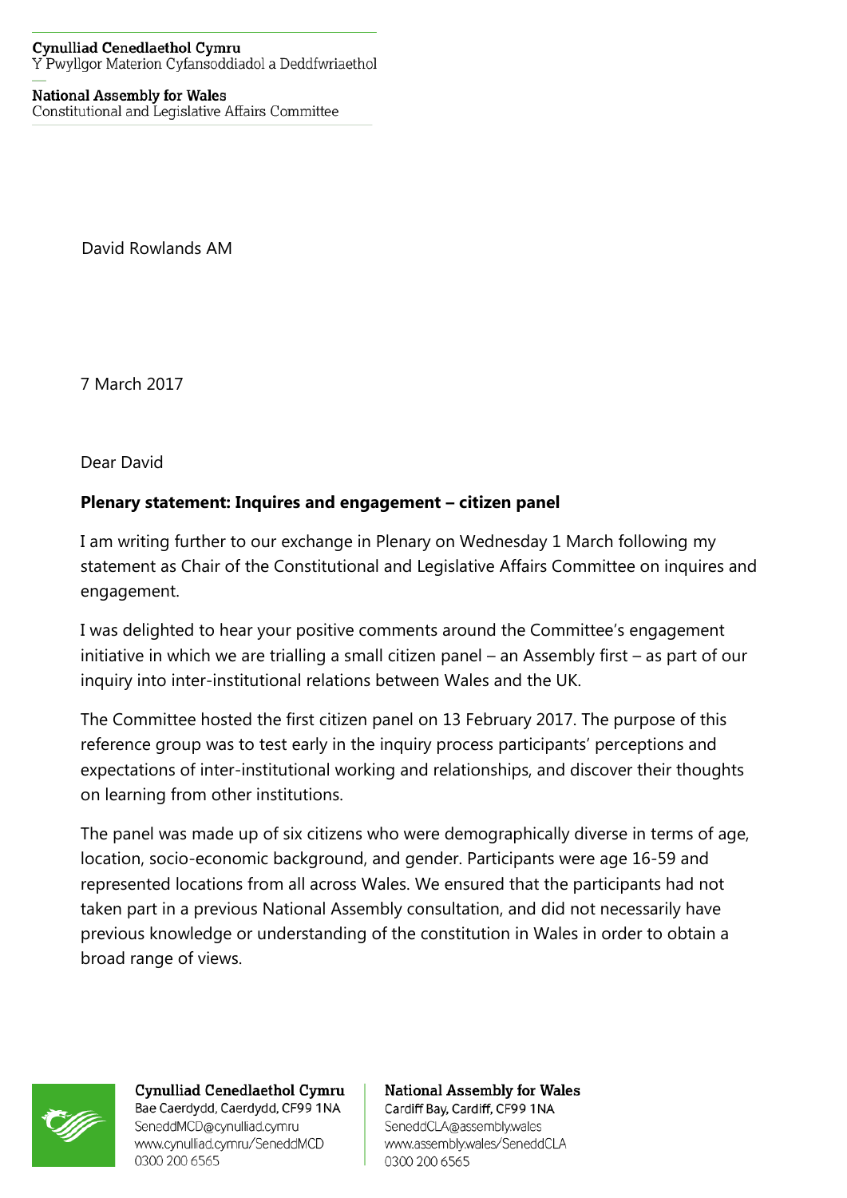Cynulliad Cenedlaethol Cymru
Y Pwyllgor Materion Cyfansoddiadol a Deddfwriaethol

National Assembly for Wales
Constitutional and Legislative Affairs Committee

David Rowlands AM

7 March 2017

Dear David

**Plenary statement: Inquires and engagement – citizen panel**

I am writing further to our exchange in Plenary on Wednesday 1 March following my statement as Chair of the Constitutional and Legislative Affairs Committee on inquires and engagement.

I was delighted to hear your positive comments around the Committee's engagement initiative in which we are trialling a small citizen panel – an Assembly first – as part of our inquiry into inter-institutional relations between Wales and the UK.

The Committee hosted the first citizen panel on 13 February 2017. The purpose of this reference group was to test early in the inquiry process participants' perceptions and expectations of inter-institutional working and relationships, and discover their thoughts on learning from other institutions.

The panel was made up of six citizens who were demographically diverse in terms of age, location, socio-economic background, and gender. Participants were age 16-59 and represented locations from all across Wales. We ensured that the participants had not taken part in a previous National Assembly consultation, and did not necessarily have previous knowledge or understanding of the constitution in Wales in order to obtain a broad range of views.

Cynulliad Cenedlaethol Cymru
Bae Caerdydd, Caerdydd, CF99 1NA
SeneddMCD@cynulliad.cymru
www.cynulliad.cymru/SeneddMCD
0300 200 6565

National Assembly for Wales
Cardiff Bay, Cardiff, CF99 1NA
SeneddCLA@assembly.wales
www.assembly.wales/SeneddCLA
0300 200 6565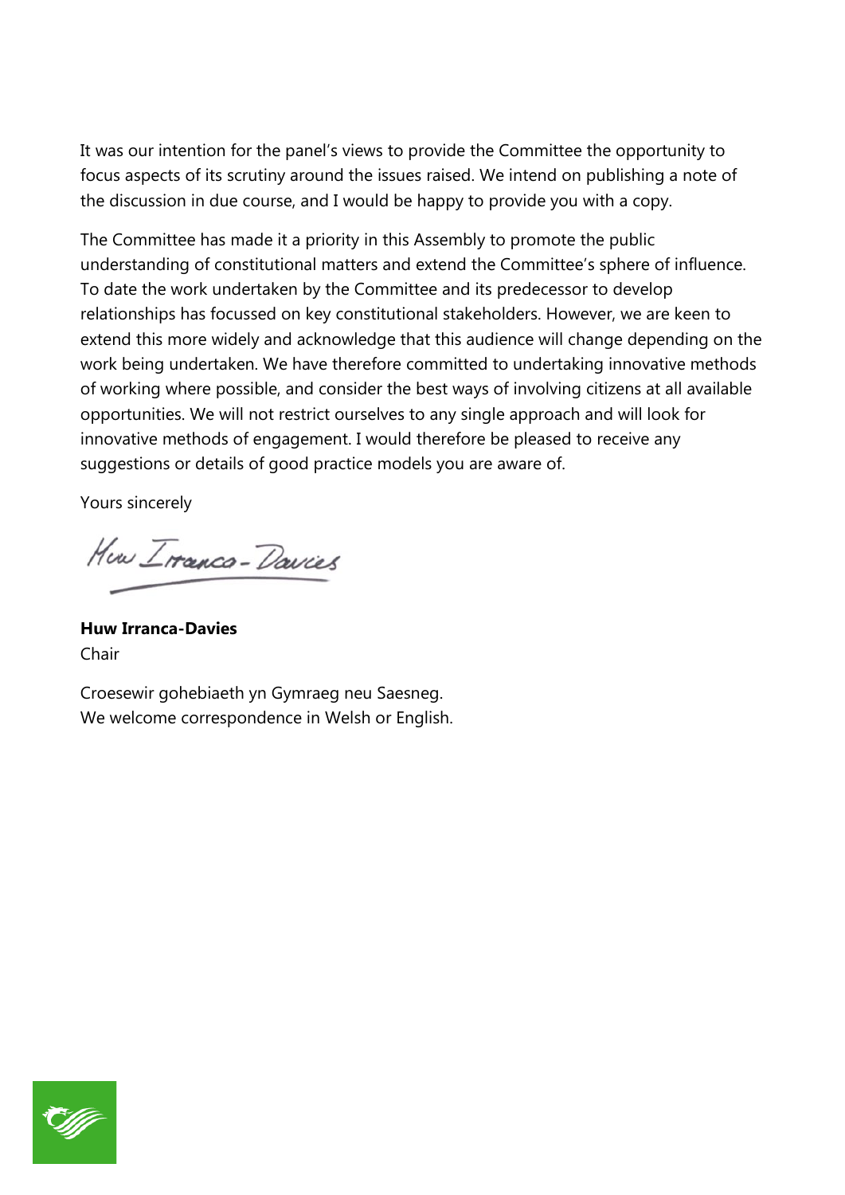It was our intention for the panel's views to provide the Committee the opportunity to focus aspects of its scrutiny around the issues raised. We intend on publishing a note of the discussion in due course, and I would be happy to provide you with a copy.

The Committee has made it a priority in this Assembly to promote the public understanding of constitutional matters and extend the Committee's sphere of influence. To date the work undertaken by the Committee and its predecessor to develop relationships has focussed on key constitutional stakeholders. However, we are keen to extend this more widely and acknowledge that this audience will change depending on the work being undertaken. We have therefore committed to undertaking innovative methods of working where possible, and consider the best ways of involving citizens at all available opportunities. We will not restrict ourselves to any single approach and will look for innovative methods of engagement. I would therefore be pleased to receive any suggestions or details of good practice models you are aware of.

Yours sincerely

Huw Irranca-Davies

**Huw Irranca-Davies**
Chair

Croesewir gohebiaeth yn Gymraeg neu Saesneg.
We welcome correspondence in Welsh or English.